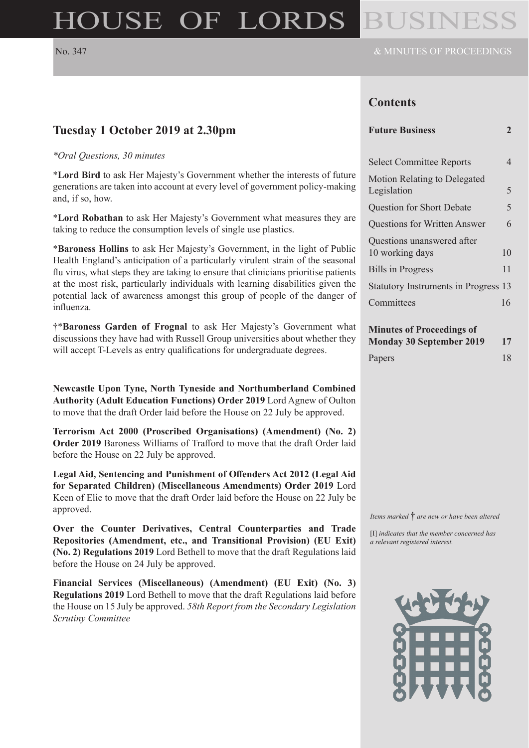# HOUSE OF LORDS BUSINESS

No. 347

& MINUTES OF PROCEEDINGS

## Tuesday 1 October 2019 at 2.30pm

*\*Oral Questions, 30 minutes*

\***Lord Bird** to ask Her Majesty's Government whether the interests of future generations are taken into account at every level of government policy-making and, if so, how.

\***Lord Robathan** to ask Her Majesty's Government what measures they are taking to reduce the consumption levels of single use plastics.

\***Baroness Hollins** to ask Her Majesty's Government, in the light of Public Health England's anticipation of a particularly virulent strain of the seasonal flu virus, what steps they are taking to ensure that clinicians prioritise patients at the most risk, particularly individuals with learning disabilities given the potential lack of awareness amongst this group of people of the danger of influenza.

†\***Baroness Garden of Frognal** to ask Her Majesty's Government what discussions they have had with Russell Group universities about whether they will accept T-Levels as entry qualifications for undergraduate degrees.

**Newcastle Upon Tyne, North Tyneside and Northumberland Combined Authority (Adult Education Functions) Order 2019** Lord Agnew of Oulton to move that the draft Order laid before the House on 22 July be approved.

**Terrorism Act 2000 (Proscribed Organisations) (Amendment) (No. 2) Order 2019** Baroness Williams of Trafford to move that the draft Order laid before the House on 22 July be approved.

**Legal Aid, Sentencing and Punishment of Offenders Act 2012 (Legal Aid for Separated Children) (Miscellaneous Amendments) Order 2019** Lord Keen of Elie to move that the draft Order laid before the House on 22 July be approved.

**Over the Counter Derivatives, Central Counterparties and Trade Repositories (Amendment, etc., and Transitional Provision) (EU Exit) (No. 2) Regulations 2019** Lord Bethell to move that the draft Regulations laid before the House on 24 July be approved.

**Financial Services (Miscellaneous) (Amendment) (EU Exit) (No. 3) Regulations 2019** Lord Bethell to move that the draft Regulations laid before the House on 15 July be approved. *58th Report from the Secondary Legislation Scrutiny Committee*

## Contents

| | |
|---|---|
| **Future Business** | **2** |
| Select Committee Reports | 4 |
| Motion Relating to Delegated Legislation | 5 |
| Question for Short Debate | 5 |
| Questions for Written Answer | 6 |
| Questions unanswered after 10 working days | 10 |
| Bills in Progress | 11 |
| Statutory Instruments in Progress | 13 |
| Committees | 16 |
| **Minutes of Proceedings of Monday 30 September 2019** | **17** |
| Papers | 18 |

*Items marked † are new or have been altered*

[I] *indicates that the member concerned has a relevant registered interest.*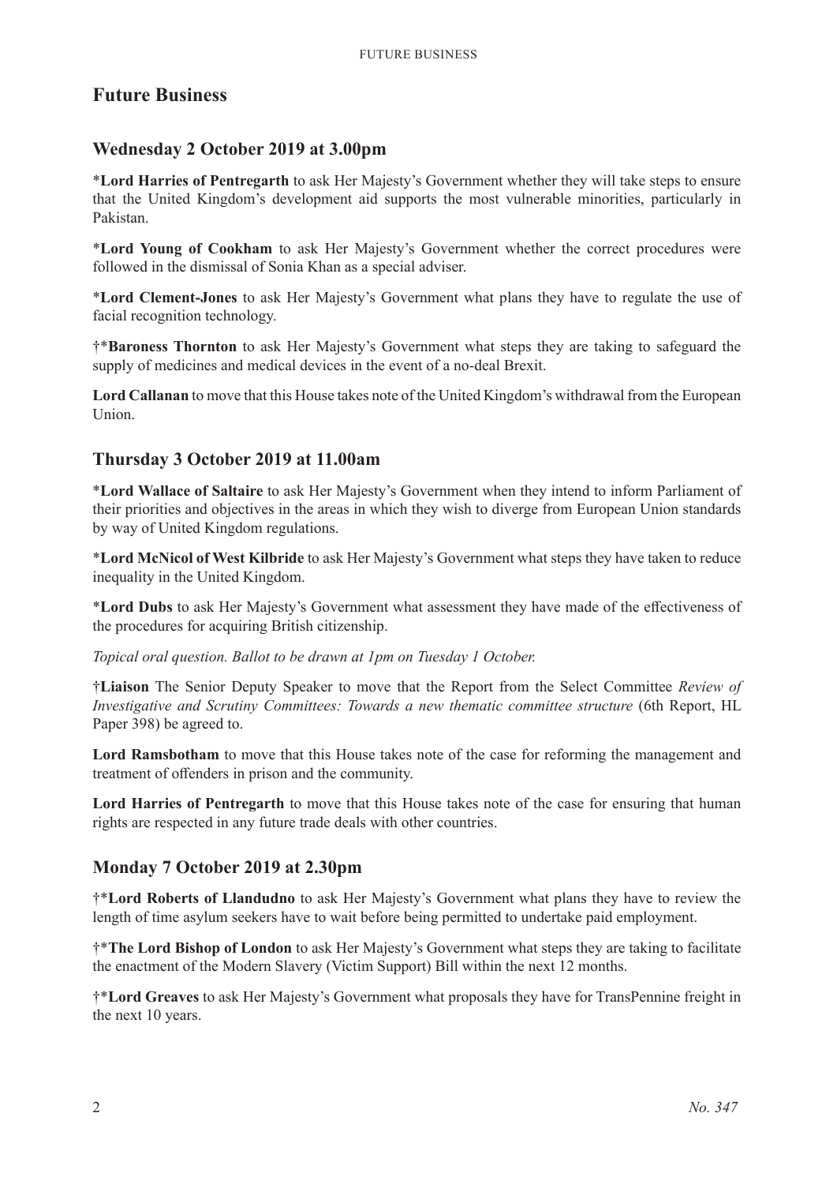# Future Business

## Wednesday 2 October 2019 at 3.00pm

*__Lord Harries of Pentregarth__ to ask Her Majesty's Government whether they will take steps to ensure that the United Kingdom's development aid supports the most vulnerable minorities, particularly in Pakistan.

*__Lord Young of Cookham__ to ask Her Majesty's Government whether the correct procedures were followed in the dismissal of Sonia Khan as a special adviser.

*__Lord Clement-Jones__ to ask Her Majesty's Government what plans they have to regulate the use of facial recognition technology.

†*__Baroness Thornton__ to ask Her Majesty's Government what steps they are taking to safeguard the supply of medicines and medical devices in the event of a no-deal Brexit.

**Lord Callanan** to move that this House takes note of the United Kingdom's withdrawal from the European Union.

## Thursday 3 October 2019 at 11.00am

*__Lord Wallace of Saltaire__ to ask Her Majesty's Government when they intend to inform Parliament of their priorities and objectives in the areas in which they wish to diverge from European Union standards by way of United Kingdom regulations.

*__Lord McNicol of West Kilbride__ to ask Her Majesty's Government what steps they have taken to reduce inequality in the United Kingdom.

*__Lord Dubs__ to ask Her Majesty's Government what assessment they have made of the effectiveness of the procedures for acquiring British citizenship.

*Topical oral question. Ballot to be drawn at 1pm on Tuesday 1 October.*

†**Liaison** The Senior Deputy Speaker to move that the Report from the Select Committee *Review of Investigative and Scrutiny Committees: Towards a new thematic committee structure* (6th Report, HL Paper 398) be agreed to.

**Lord Ramsbotham** to move that this House takes note of the case for reforming the management and treatment of offenders in prison and the community.

**Lord Harries of Pentregarth** to move that this House takes note of the case for ensuring that human rights are respected in any future trade deals with other countries.

## Monday 7 October 2019 at 2.30pm

†*__Lord Roberts of Llandudno__ to ask Her Majesty's Government what plans they have to review the length of time asylum seekers have to wait before being permitted to undertake paid employment.

†*__The Lord Bishop of London__ to ask Her Majesty's Government what steps they are taking to facilitate the enactment of the Modern Slavery (Victim Support) Bill within the next 12 months.

†*__Lord Greaves__ to ask Her Majesty's Government what proposals they have for TransPennine freight in the next 10 years.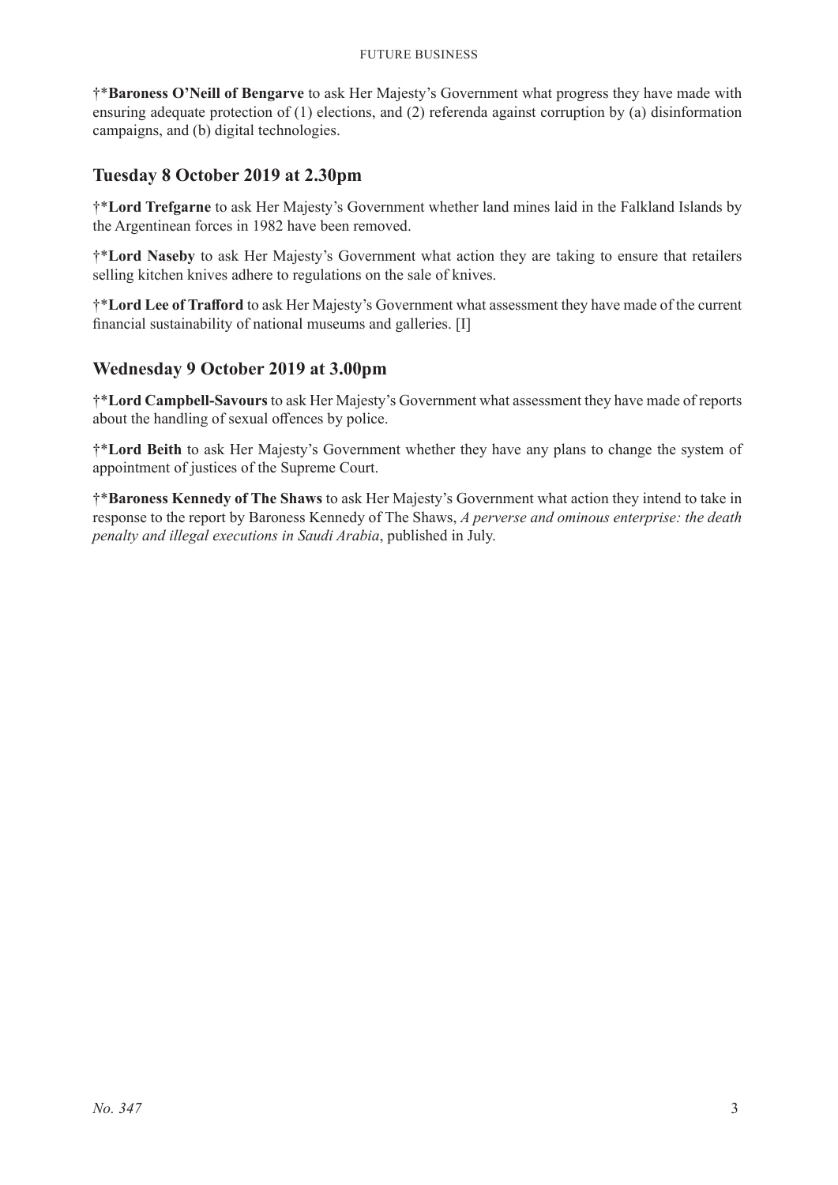†*<b>Baroness O'Neill of Bengarve</b> to ask Her Majesty's Government what progress they have made with ensuring adequate protection of (1) elections, and (2) referenda against corruption by (a) disinformation campaigns, and (b) digital technologies.

## Tuesday 8 October 2019 at 2.30pm

†***Lord Trefgarne** to ask Her Majesty's Government whether land mines laid in the Falkland Islands by the Argentinean forces in 1982 have been removed.

†***Lord Naseby** to ask Her Majesty's Government what action they are taking to ensure that retailers selling kitchen knives adhere to regulations on the sale of knives.

†***Lord Lee of Trafford** to ask Her Majesty's Government what assessment they have made of the current financial sustainability of national museums and galleries. [I]

## Wednesday 9 October 2019 at 3.00pm

†***Lord Campbell-Savours** to ask Her Majesty's Government what assessment they have made of reports about the handling of sexual offences by police.

†***Lord Beith** to ask Her Majesty's Government whether they have any plans to change the system of appointment of justices of the Supreme Court.

†***Baroness Kennedy of The Shaws** to ask Her Majesty's Government what action they intend to take in response to the report by Baroness Kennedy of The Shaws, *A perverse and ominous enterprise: the death penalty and illegal executions in Saudi Arabia*, published in July.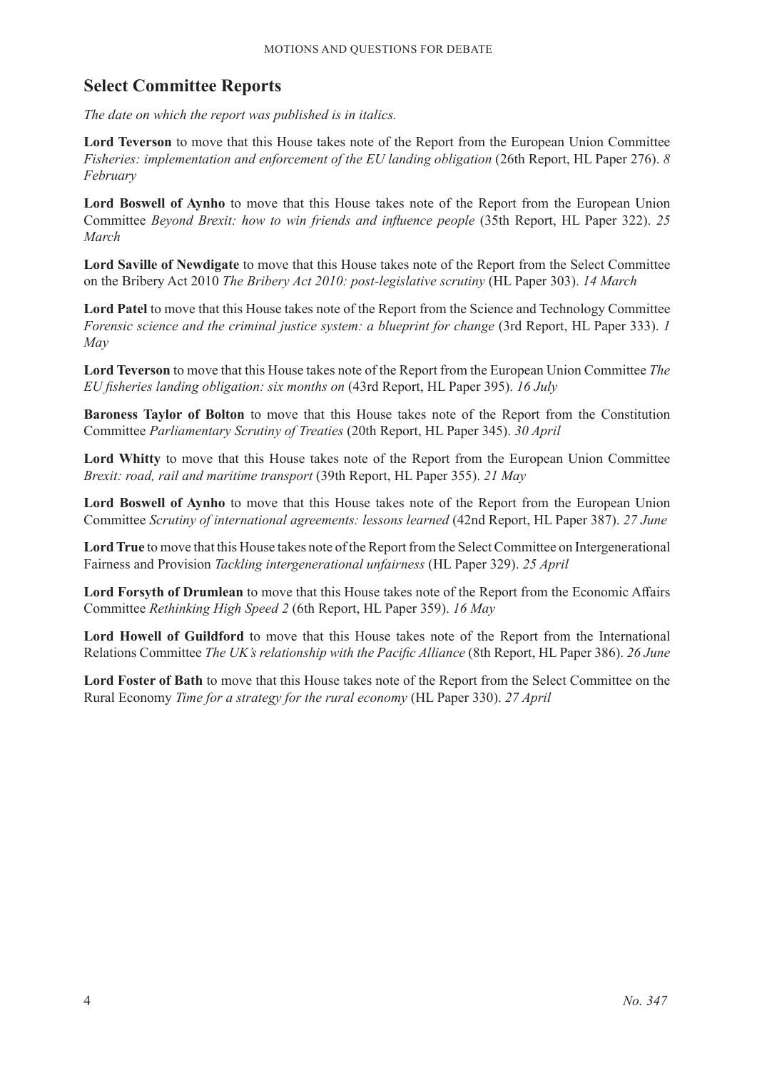## Select Committee Reports

*The date on which the report was published is in italics.*

**Lord Teverson** to move that this House takes note of the Report from the European Union Committee *Fisheries: implementation and enforcement of the EU landing obligation* (26th Report, HL Paper 276). *8 February*

**Lord Boswell of Aynho** to move that this House takes note of the Report from the European Union Committee *Beyond Brexit: how to win friends and influence people* (35th Report, HL Paper 322). *25 March*

**Lord Saville of Newdigate** to move that this House takes note of the Report from the Select Committee on the Bribery Act 2010 *The Bribery Act 2010: post-legislative scrutiny* (HL Paper 303). *14 March*

**Lord Patel** to move that this House takes note of the Report from the Science and Technology Committee *Forensic science and the criminal justice system: a blueprint for change* (3rd Report, HL Paper 333). *1 May*

**Lord Teverson** to move that this House takes note of the Report from the European Union Committee *The EU fisheries landing obligation: six months on* (43rd Report, HL Paper 395). *16 July*

**Baroness Taylor of Bolton** to move that this House takes note of the Report from the Constitution Committee *Parliamentary Scrutiny of Treaties* (20th Report, HL Paper 345). *30 April*

**Lord Whitty** to move that this House takes note of the Report from the European Union Committee *Brexit: road, rail and maritime transport* (39th Report, HL Paper 355). *21 May*

**Lord Boswell of Aynho** to move that this House takes note of the Report from the European Union Committee *Scrutiny of international agreements: lessons learned* (42nd Report, HL Paper 387). *27 June*

**Lord True** to move that this House takes note of the Report from the Select Committee on Intergenerational Fairness and Provision *Tackling intergenerational unfairness* (HL Paper 329). *25 April*

**Lord Forsyth of Drumlean** to move that this House takes note of the Report from the Economic Affairs Committee *Rethinking High Speed 2* (6th Report, HL Paper 359). *16 May*

**Lord Howell of Guildford** to move that this House takes note of the Report from the International Relations Committee *The UK's relationship with the Pacific Alliance* (8th Report, HL Paper 386). *26 June*

**Lord Foster of Bath** to move that this House takes note of the Report from the Select Committee on the Rural Economy *Time for a strategy for the rural economy* (HL Paper 330). *27 April*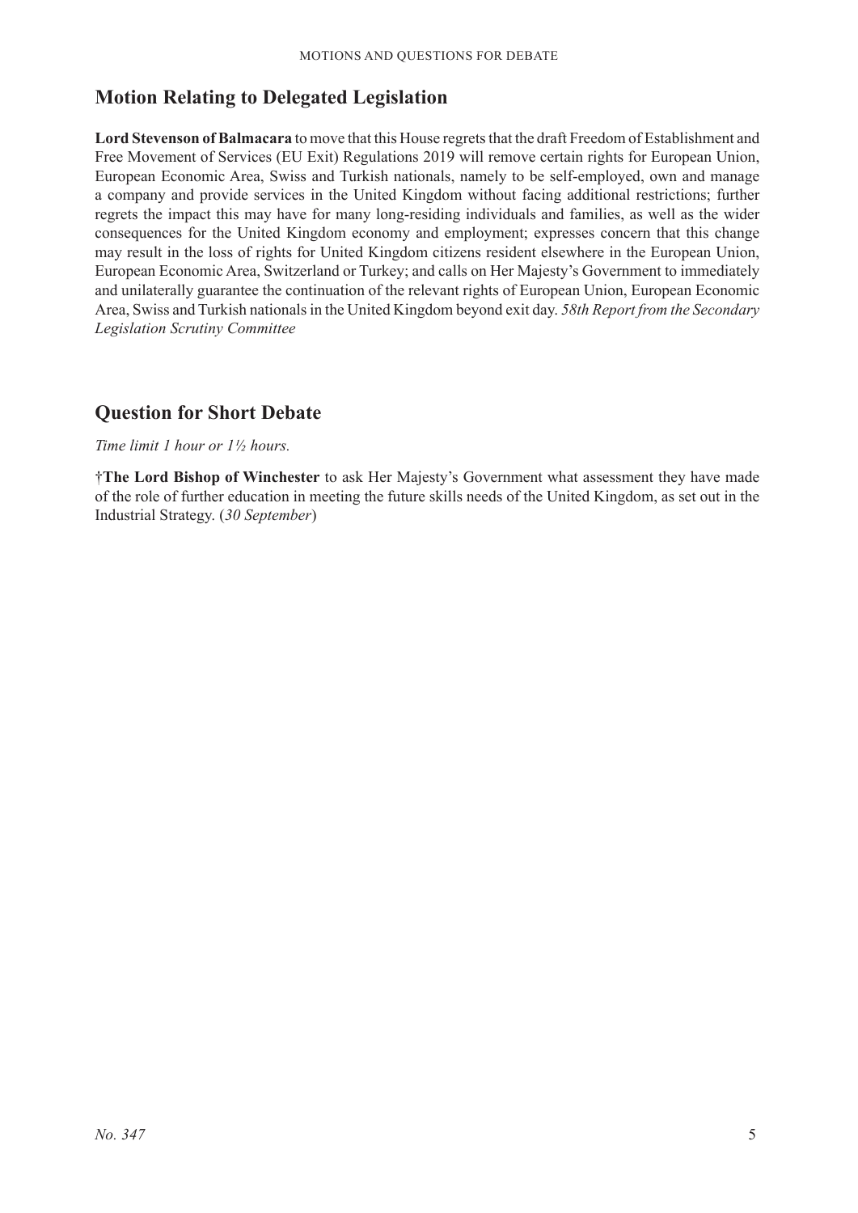## Motion Relating to Delegated Legislation

**Lord Stevenson of Balmacara** to move that this House regrets that the draft Freedom of Establishment and Free Movement of Services (EU Exit) Regulations 2019 will remove certain rights for European Union, European Economic Area, Swiss and Turkish nationals, namely to be self-employed, own and manage a company and provide services in the United Kingdom without facing additional restrictions; further regrets the impact this may have for many long-residing individuals and families, as well as the wider consequences for the United Kingdom economy and employment; expresses concern that this change may result in the loss of rights for United Kingdom citizens resident elsewhere in the European Union, European Economic Area, Switzerland or Turkey; and calls on Her Majesty's Government to immediately and unilaterally guarantee the continuation of the relevant rights of European Union, European Economic Area, Swiss and Turkish nationals in the United Kingdom beyond exit day. *58th Report from the Secondary Legislation Scrutiny Committee*

## Question for Short Debate

*Time limit 1 hour or 1½ hours.*

†**The Lord Bishop of Winchester** to ask Her Majesty's Government what assessment they have made of the role of further education in meeting the future skills needs of the United Kingdom, as set out in the Industrial Strategy. (*30 September*)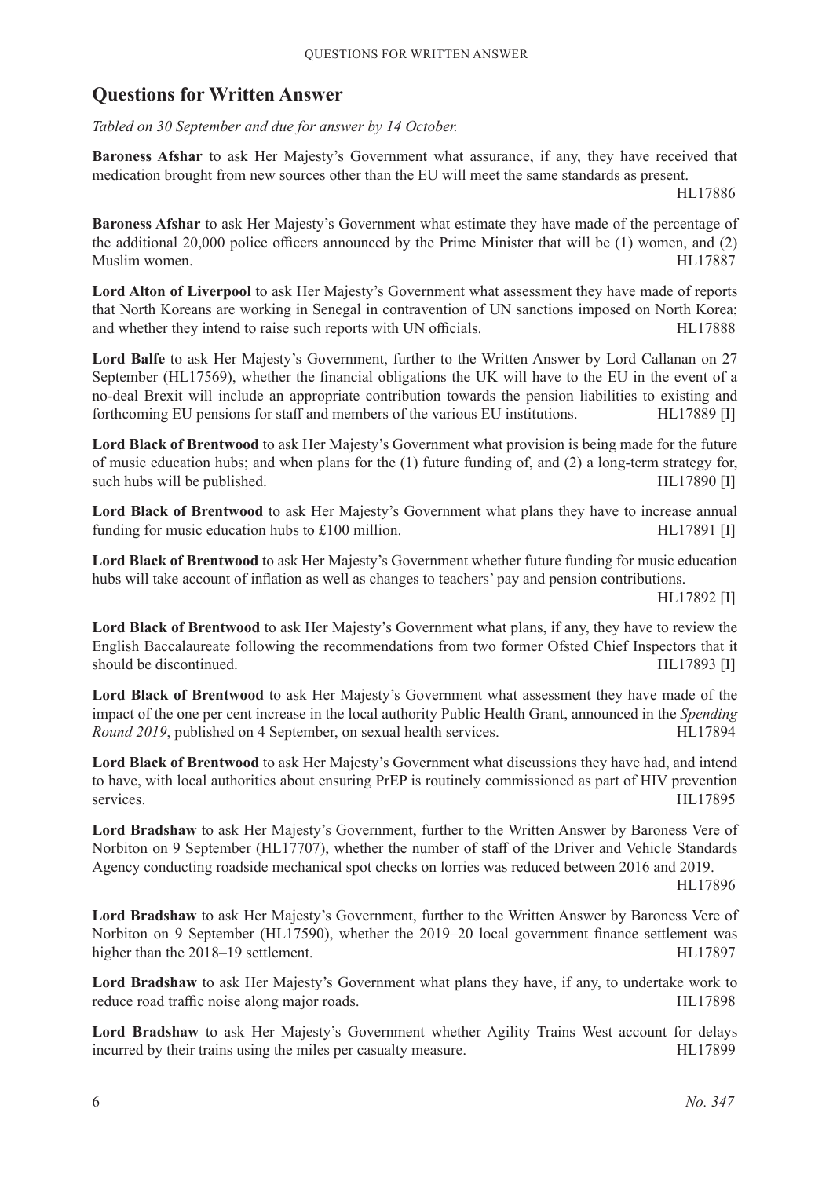## Questions for Written Answer

*Tabled on 30 September and due for answer by 14 October.*

**Baroness Afshar** to ask Her Majesty's Government what assurance, if any, they have received that medication brought from new sources other than the EU will meet the same standards as present. HL17886

**Baroness Afshar** to ask Her Majesty's Government what estimate they have made of the percentage of the additional 20,000 police officers announced by the Prime Minister that will be (1) women, and (2) Muslim women. HL17887

**Lord Alton of Liverpool** to ask Her Majesty's Government what assessment they have made of reports that North Koreans are working in Senegal in contravention of UN sanctions imposed on North Korea; and whether they intend to raise such reports with UN officials. HL17888

**Lord Balfe** to ask Her Majesty's Government, further to the Written Answer by Lord Callanan on 27 September (HL17569), whether the financial obligations the UK will have to the EU in the event of a no-deal Brexit will include an appropriate contribution towards the pension liabilities to existing and forthcoming EU pensions for staff and members of the various EU institutions. HL17889 [I]

**Lord Black of Brentwood** to ask Her Majesty's Government what provision is being made for the future of music education hubs; and when plans for the (1) future funding of, and (2) a long-term strategy for, such hubs will be published. HL17890 [I]

**Lord Black of Brentwood** to ask Her Majesty's Government what plans they have to increase annual funding for music education hubs to £100 million. HL17891 [I]

**Lord Black of Brentwood** to ask Her Majesty's Government whether future funding for music education hubs will take account of inflation as well as changes to teachers' pay and pension contributions. HL17892 [I]

**Lord Black of Brentwood** to ask Her Majesty's Government what plans, if any, they have to review the English Baccalaureate following the recommendations from two former Ofsted Chief Inspectors that it should be discontinued. HL17893 [I]

**Lord Black of Brentwood** to ask Her Majesty's Government what assessment they have made of the impact of the one per cent increase in the local authority Public Health Grant, announced in the *Spending Round 2019*, published on 4 September, on sexual health services. HL17894

**Lord Black of Brentwood** to ask Her Majesty's Government what discussions they have had, and intend to have, with local authorities about ensuring PrEP is routinely commissioned as part of HIV prevention services. HL17895

**Lord Bradshaw** to ask Her Majesty's Government, further to the Written Answer by Baroness Vere of Norbiton on 9 September (HL17707), whether the number of staff of the Driver and Vehicle Standards Agency conducting roadside mechanical spot checks on lorries was reduced between 2016 and 2019. HL17896

**Lord Bradshaw** to ask Her Majesty's Government, further to the Written Answer by Baroness Vere of Norbiton on 9 September (HL17590), whether the 2019–20 local government finance settlement was higher than the 2018–19 settlement. HL17897

**Lord Bradshaw** to ask Her Majesty's Government what plans they have, if any, to undertake work to reduce road traffic noise along major roads. HL17898

**Lord Bradshaw** to ask Her Majesty's Government whether Agility Trains West account for delays incurred by their trains using the miles per casualty measure. HL17899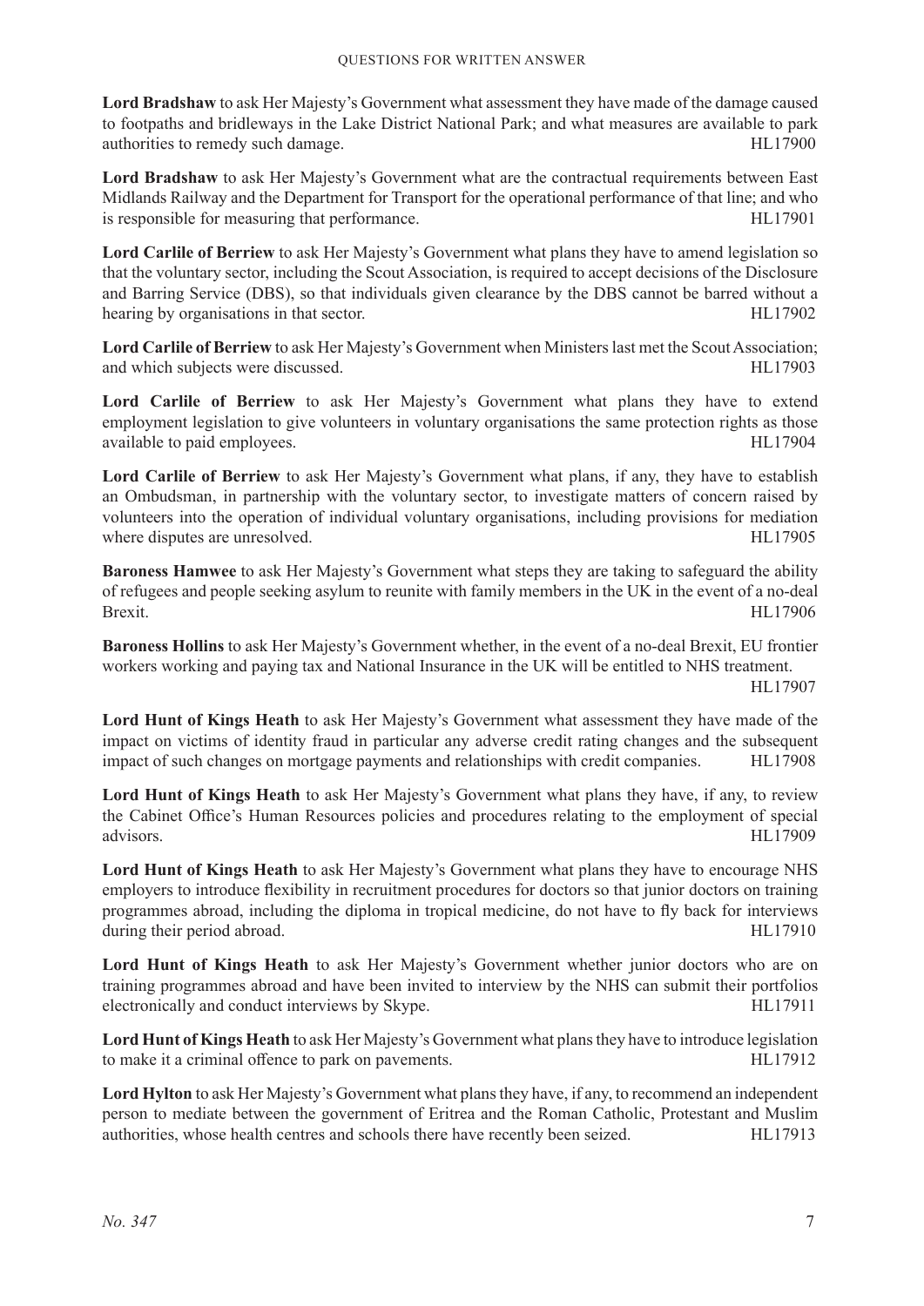**Lord Bradshaw** to ask Her Majesty's Government what assessment they have made of the damage caused to footpaths and bridleways in the Lake District National Park; and what measures are available to park authorities to remedy such damage. HL17900

**Lord Bradshaw** to ask Her Majesty's Government what are the contractual requirements between East Midlands Railway and the Department for Transport for the operational performance of that line; and who is responsible for measuring that performance. HL17901

**Lord Carlile of Berriew** to ask Her Majesty's Government what plans they have to amend legislation so that the voluntary sector, including the Scout Association, is required to accept decisions of the Disclosure and Barring Service (DBS), so that individuals given clearance by the DBS cannot be barred without a hearing by organisations in that sector. HL17902

**Lord Carlile of Berriew** to ask Her Majesty's Government when Ministers last met the Scout Association; and which subjects were discussed. HL17903

**Lord Carlile of Berriew** to ask Her Majesty's Government what plans they have to extend employment legislation to give volunteers in voluntary organisations the same protection rights as those available to paid employees. HL17904

**Lord Carlile of Berriew** to ask Her Majesty's Government what plans, if any, they have to establish an Ombudsman, in partnership with the voluntary sector, to investigate matters of concern raised by volunteers into the operation of individual voluntary organisations, including provisions for mediation where disputes are unresolved. HL17905

**Baroness Hamwee** to ask Her Majesty's Government what steps they are taking to safeguard the ability of refugees and people seeking asylum to reunite with family members in the UK in the event of a no-deal Brexit. HL17906

**Baroness Hollins** to ask Her Majesty's Government whether, in the event of a no-deal Brexit, EU frontier workers working and paying tax and National Insurance in the UK will be entitled to NHS treatment. HL17907

**Lord Hunt of Kings Heath** to ask Her Majesty's Government what assessment they have made of the impact on victims of identity fraud in particular any adverse credit rating changes and the subsequent impact of such changes on mortgage payments and relationships with credit companies. HL17908

**Lord Hunt of Kings Heath** to ask Her Majesty's Government what plans they have, if any, to review the Cabinet Office's Human Resources policies and procedures relating to the employment of special advisors. HL17909

**Lord Hunt of Kings Heath** to ask Her Majesty's Government what plans they have to encourage NHS employers to introduce flexibility in recruitment procedures for doctors so that junior doctors on training programmes abroad, including the diploma in tropical medicine, do not have to fly back for interviews during their period abroad. HL17910

**Lord Hunt of Kings Heath** to ask Her Majesty's Government whether junior doctors who are on training programmes abroad and have been invited to interview by the NHS can submit their portfolios electronically and conduct interviews by Skype. HL17911

**Lord Hunt of Kings Heath** to ask Her Majesty's Government what plans they have to introduce legislation to make it a criminal offence to park on pavements. HL17912

**Lord Hylton** to ask Her Majesty's Government what plans they have, if any, to recommend an independent person to mediate between the government of Eritrea and the Roman Catholic, Protestant and Muslim authorities, whose health centres and schools there have recently been seized. HL17913

*No. 347*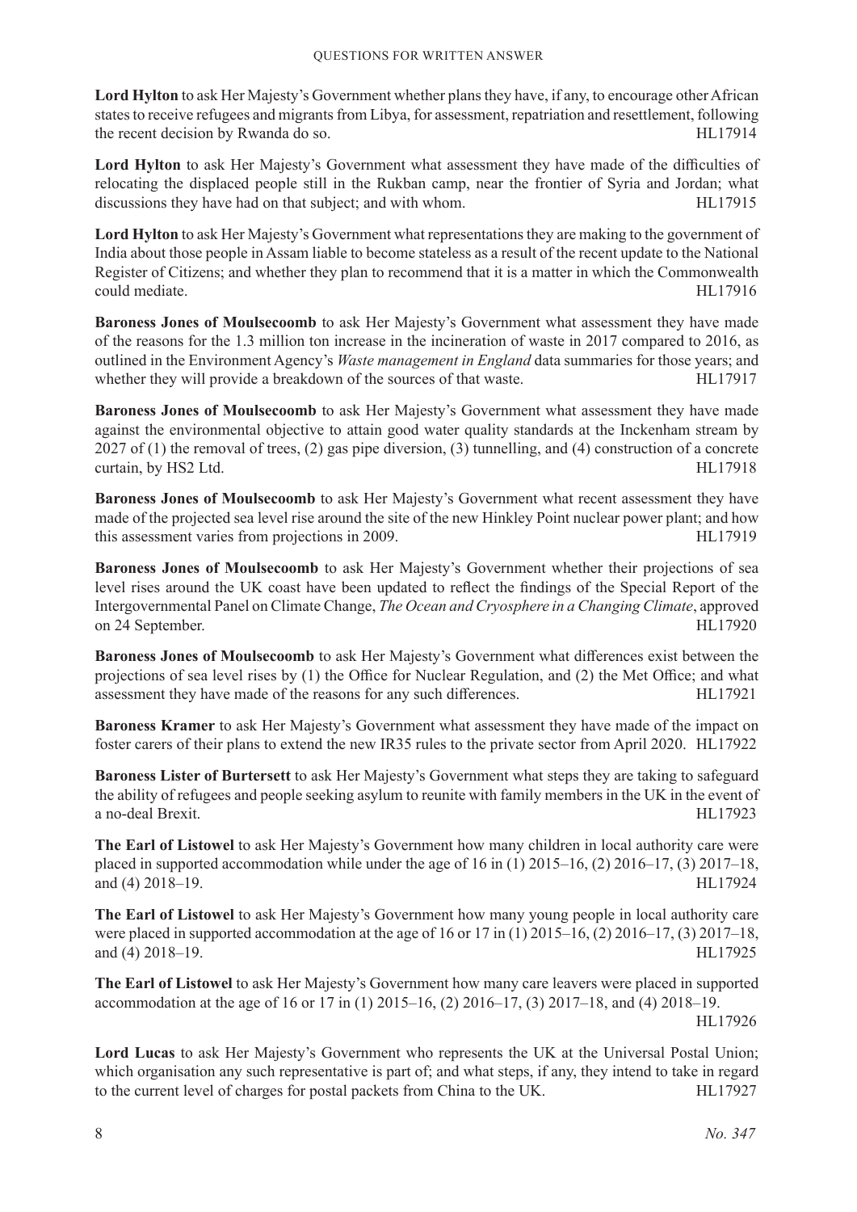**Lord Hylton** to ask Her Majesty's Government whether plans they have, if any, to encourage other African states to receive refugees and migrants from Libya, for assessment, repatriation and resettlement, following the recent decision by Rwanda do so. HL17914

**Lord Hylton** to ask Her Majesty's Government what assessment they have made of the difficulties of relocating the displaced people still in the Rukban camp, near the frontier of Syria and Jordan; what discussions they have had on that subject; and with whom. HL17915

**Lord Hylton** to ask Her Majesty's Government what representations they are making to the government of India about those people in Assam liable to become stateless as a result of the recent update to the National Register of Citizens; and whether they plan to recommend that it is a matter in which the Commonwealth could mediate. HL17916

**Baroness Jones of Moulsecoomb** to ask Her Majesty's Government what assessment they have made of the reasons for the 1.3 million ton increase in the incineration of waste in 2017 compared to 2016, as outlined in the Environment Agency's *Waste management in England* data summaries for those years; and whether they will provide a breakdown of the sources of that waste. HL17917

**Baroness Jones of Moulsecoomb** to ask Her Majesty's Government what assessment they have made against the environmental objective to attain good water quality standards at the Inckenham stream by 2027 of (1) the removal of trees, (2) gas pipe diversion, (3) tunnelling, and (4) construction of a concrete curtain, by HS2 Ltd. HL17918

**Baroness Jones of Moulsecoomb** to ask Her Majesty's Government what recent assessment they have made of the projected sea level rise around the site of the new Hinkley Point nuclear power plant; and how this assessment varies from projections in 2009. HL17919

**Baroness Jones of Moulsecoomb** to ask Her Majesty's Government whether their projections of sea level rises around the UK coast have been updated to reflect the findings of the Special Report of the Intergovernmental Panel on Climate Change, *The Ocean and Cryosphere in a Changing Climate*, approved on 24 September. HL17920

**Baroness Jones of Moulsecoomb** to ask Her Majesty's Government what differences exist between the projections of sea level rises by (1) the Office for Nuclear Regulation, and (2) the Met Office; and what assessment they have made of the reasons for any such differences. HL17921

**Baroness Kramer** to ask Her Majesty's Government what assessment they have made of the impact on foster carers of their plans to extend the new IR35 rules to the private sector from April 2020. HL17922

**Baroness Lister of Burtersett** to ask Her Majesty's Government what steps they are taking to safeguard the ability of refugees and people seeking asylum to reunite with family members in the UK in the event of a no-deal Brexit. HL17923

**The Earl of Listowel** to ask Her Majesty's Government how many children in local authority care were placed in supported accommodation while under the age of 16 in (1) 2015–16, (2) 2016–17, (3) 2017–18, and (4) 2018–19. HL17924

**The Earl of Listowel** to ask Her Majesty's Government how many young people in local authority care were placed in supported accommodation at the age of 16 or 17 in (1) 2015–16, (2) 2016–17, (3) 2017–18, and (4) 2018–19. HL17925

**The Earl of Listowel** to ask Her Majesty's Government how many care leavers were placed in supported accommodation at the age of 16 or 17 in (1) 2015–16, (2) 2016–17, (3) 2017–18, and (4) 2018–19. HL17926

**Lord Lucas** to ask Her Majesty's Government who represents the UK at the Universal Postal Union; which organisation any such representative is part of; and what steps, if any, they intend to take in regard to the current level of charges for postal packets from China to the UK. HL17927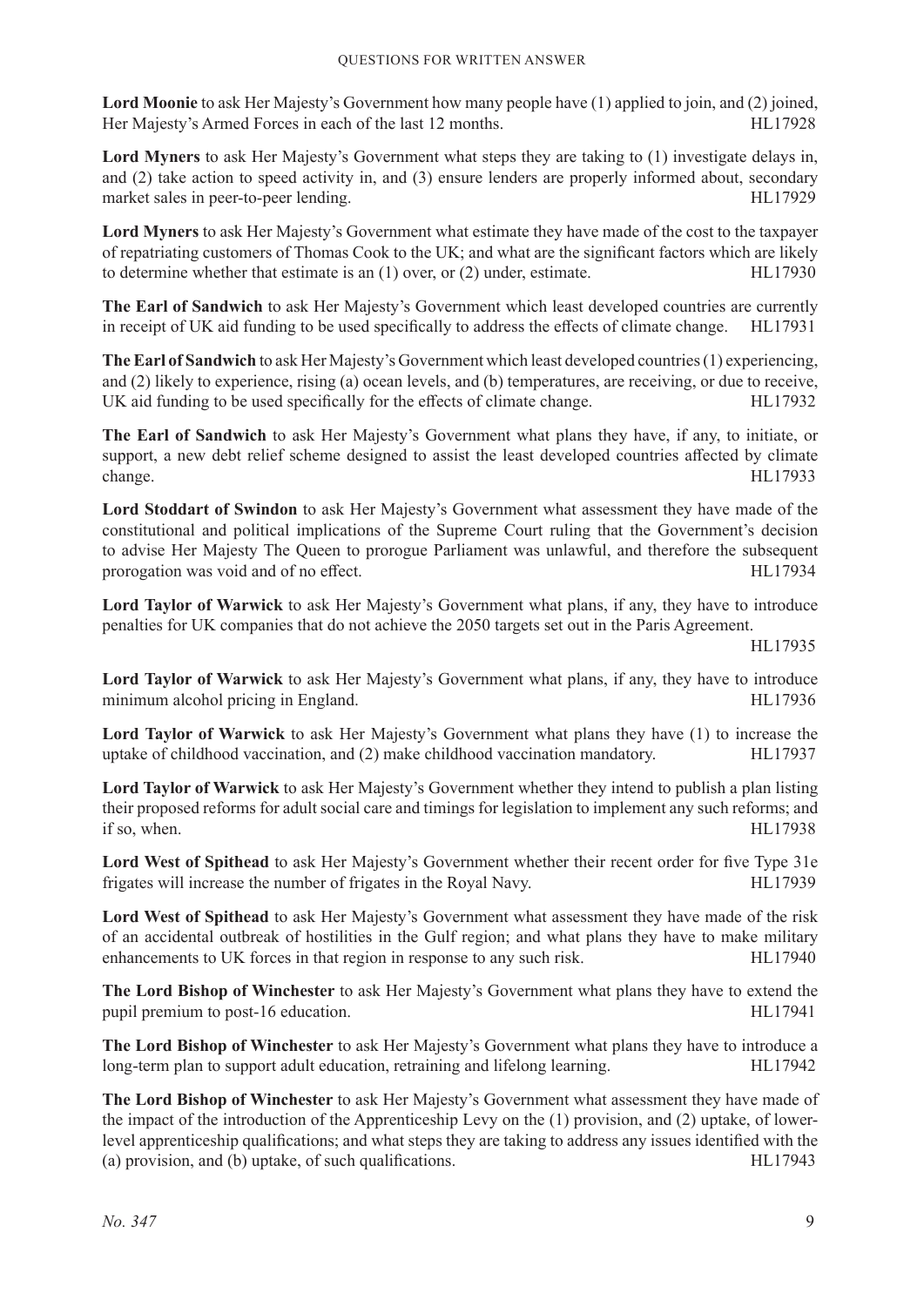**Lord Moonie** to ask Her Majesty's Government how many people have (1) applied to join, and (2) joined, Her Majesty's Armed Forces in each of the last 12 months. HL17928

**Lord Myners** to ask Her Majesty's Government what steps they are taking to (1) investigate delays in, and (2) take action to speed activity in, and (3) ensure lenders are properly informed about, secondary market sales in peer-to-peer lending. HL17929

**Lord Myners** to ask Her Majesty's Government what estimate they have made of the cost to the taxpayer of repatriating customers of Thomas Cook to the UK; and what are the significant factors which are likely to determine whether that estimate is an (1) over, or (2) under, estimate. HL17930

**The Earl of Sandwich** to ask Her Majesty's Government which least developed countries are currently in receipt of UK aid funding to be used specifically to address the effects of climate change. HL17931

**The Earl of Sandwich** to ask Her Majesty's Government which least developed countries (1) experiencing, and (2) likely to experience, rising (a) ocean levels, and (b) temperatures, are receiving, or due to receive, UK aid funding to be used specifically for the effects of climate change. HL17932

**The Earl of Sandwich** to ask Her Majesty's Government what plans they have, if any, to initiate, or support, a new debt relief scheme designed to assist the least developed countries affected by climate change. HL17933

**Lord Stoddart of Swindon** to ask Her Majesty's Government what assessment they have made of the constitutional and political implications of the Supreme Court ruling that the Government's decision to advise Her Majesty The Queen to prorogue Parliament was unlawful, and therefore the subsequent prorogation was void and of no effect. HL17934

**Lord Taylor of Warwick** to ask Her Majesty's Government what plans, if any, they have to introduce penalties for UK companies that do not achieve the 2050 targets set out in the Paris Agreement. HL17935

**Lord Taylor of Warwick** to ask Her Majesty's Government what plans, if any, they have to introduce minimum alcohol pricing in England. HL17936

**Lord Taylor of Warwick** to ask Her Majesty's Government what plans they have (1) to increase the uptake of childhood vaccination, and (2) make childhood vaccination mandatory. HL17937

**Lord Taylor of Warwick** to ask Her Majesty's Government whether they intend to publish a plan listing their proposed reforms for adult social care and timings for legislation to implement any such reforms; and if so, when. HL17938

**Lord West of Spithead** to ask Her Majesty's Government whether their recent order for five Type 31e frigates will increase the number of frigates in the Royal Navy. HL17939

**Lord West of Spithead** to ask Her Majesty's Government what assessment they have made of the risk of an accidental outbreak of hostilities in the Gulf region; and what plans they have to make military enhancements to UK forces in that region in response to any such risk. HL17940

**The Lord Bishop of Winchester** to ask Her Majesty's Government what plans they have to extend the pupil premium to post-16 education. HL17941

**The Lord Bishop of Winchester** to ask Her Majesty's Government what plans they have to introduce a long-term plan to support adult education, retraining and lifelong learning. HL17942

**The Lord Bishop of Winchester** to ask Her Majesty's Government what assessment they have made of the impact of the introduction of the Apprenticeship Levy on the (1) provision, and (2) uptake, of lower-level apprenticeship qualifications; and what steps they are taking to address any issues identified with the (a) provision, and (b) uptake, of such qualifications. HL17943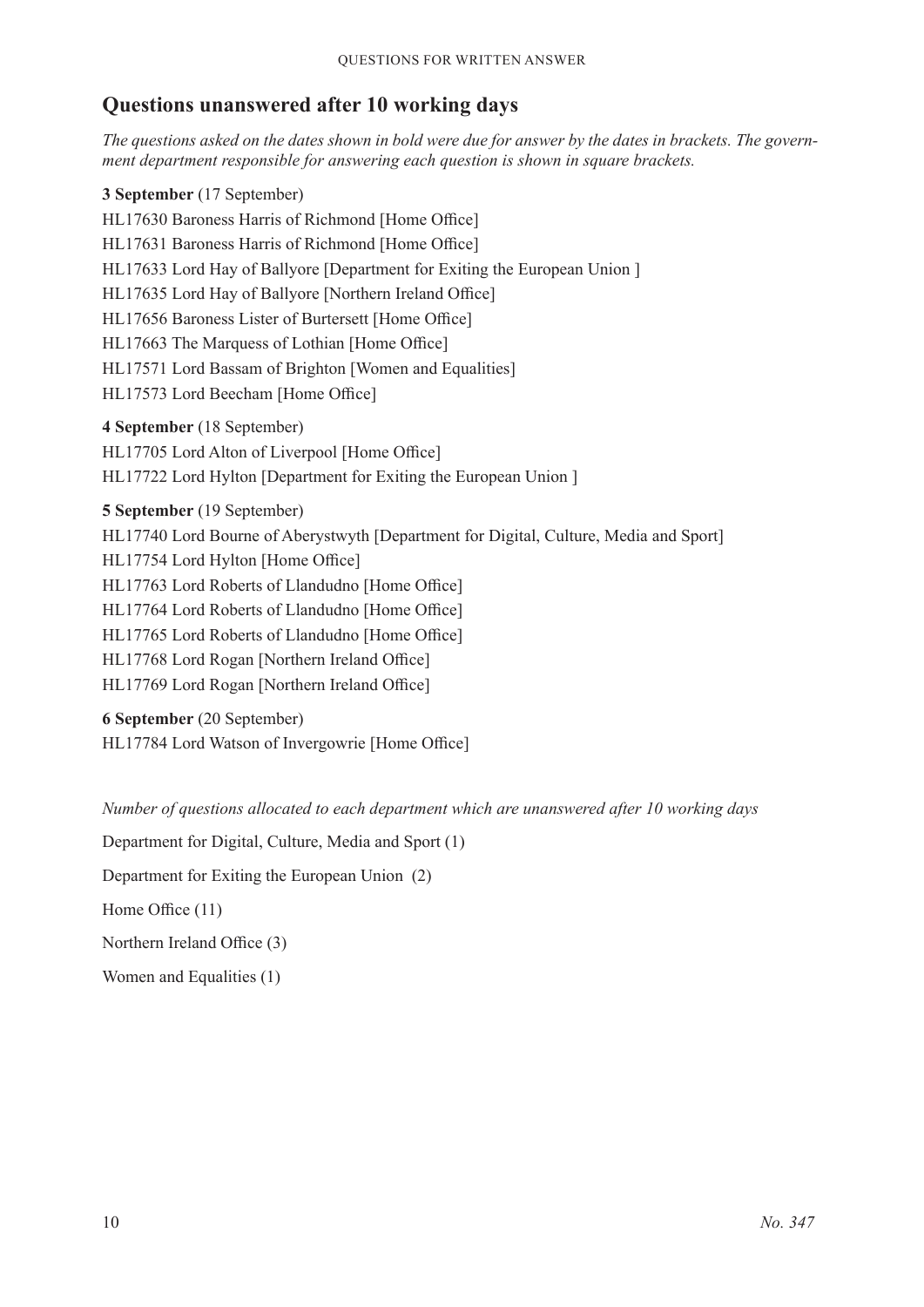## Questions unanswered after 10 working days

*The questions asked on the dates shown in bold were due for answer by the dates in brackets. The government department responsible for answering each question is shown in square brackets.*

**3 September** (17 September)

HL17630 Baroness Harris of Richmond [Home Office]

HL17631 Baroness Harris of Richmond [Home Office]

HL17633 Lord Hay of Ballyore [Department for Exiting the European Union ]

HL17635 Lord Hay of Ballyore [Northern Ireland Office]

HL17656 Baroness Lister of Burtersett [Home Office]

HL17663 The Marquess of Lothian [Home Office]

HL17571 Lord Bassam of Brighton [Women and Equalities]

HL17573 Lord Beecham [Home Office]

**4 September** (18 September)

HL17705 Lord Alton of Liverpool [Home Office]

HL17722 Lord Hylton [Department for Exiting the European Union ]

**5 September** (19 September)

HL17740 Lord Bourne of Aberystwyth [Department for Digital, Culture, Media and Sport]

HL17754 Lord Hylton [Home Office]

HL17763 Lord Roberts of Llandudno [Home Office]

HL17764 Lord Roberts of Llandudno [Home Office]

HL17765 Lord Roberts of Llandudno [Home Office]

HL17768 Lord Rogan [Northern Ireland Office]

HL17769 Lord Rogan [Northern Ireland Office]

**6 September** (20 September)

HL17784 Lord Watson of Invergowrie [Home Office]

*Number of questions allocated to each department which are unanswered after 10 working days*

Department for Digital, Culture, Media and Sport (1)

Department for Exiting the European Union (2)

Home Office (11)

Northern Ireland Office (3)

Women and Equalities (1)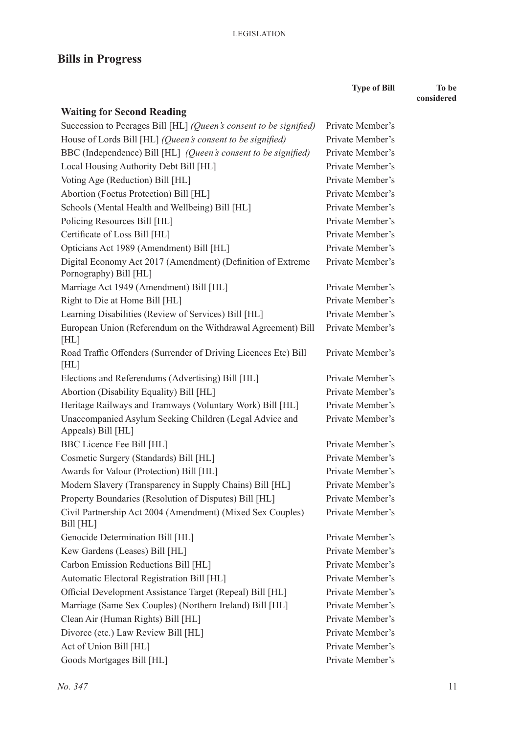## Bills in Progress

| | Type of Bill | To be considered |
|---|---|---|
| **Waiting for Second Reading** | | |
| Succession to Peerages Bill [HL] *(Queen's consent to be signified)* | Private Member's | |
| House of Lords Bill [HL] *(Queen's consent to be signified)* | Private Member's | |
| BBC (Independence) Bill [HL] *(Queen's consent to be signified)* | Private Member's | |
| Local Housing Authority Debt Bill [HL] | Private Member's | |
| Voting Age (Reduction) Bill [HL] | Private Member's | |
| Abortion (Foetus Protection) Bill [HL] | Private Member's | |
| Schools (Mental Health and Wellbeing) Bill [HL] | Private Member's | |
| Policing Resources Bill [HL] | Private Member's | |
| Certificate of Loss Bill [HL] | Private Member's | |
| Opticians Act 1989 (Amendment) Bill [HL] | Private Member's | |
| Digital Economy Act 2017 (Amendment) (Definition of Extreme Pornography) Bill [HL] | Private Member's | |
| Marriage Act 1949 (Amendment) Bill [HL] | Private Member's | |
| Right to Die at Home Bill [HL] | Private Member's | |
| Learning Disabilities (Review of Services) Bill [HL] | Private Member's | |
| European Union (Referendum on the Withdrawal Agreement) Bill [HL] | Private Member's | |
| Road Traffic Offenders (Surrender of Driving Licences Etc) Bill [HL] | Private Member's | |
| Elections and Referendums (Advertising) Bill [HL] | Private Member's | |
| Abortion (Disability Equality) Bill [HL] | Private Member's | |
| Heritage Railways and Tramways (Voluntary Work) Bill [HL] | Private Member's | |
| Unaccompanied Asylum Seeking Children (Legal Advice and Appeals) Bill [HL] | Private Member's | |
| BBC Licence Fee Bill [HL] | Private Member's | |
| Cosmetic Surgery (Standards) Bill [HL] | Private Member's | |
| Awards for Valour (Protection) Bill [HL] | Private Member's | |
| Modern Slavery (Transparency in Supply Chains) Bill [HL] | Private Member's | |
| Property Boundaries (Resolution of Disputes) Bill [HL] | Private Member's | |
| Civil Partnership Act 2004 (Amendment) (Mixed Sex Couples) Bill [HL] | Private Member's | |
| Genocide Determination Bill [HL] | Private Member's | |
| Kew Gardens (Leases) Bill [HL] | Private Member's | |
| Carbon Emission Reductions Bill [HL] | Private Member's | |
| Automatic Electoral Registration Bill [HL] | Private Member's | |
| Official Development Assistance Target (Repeal) Bill [HL] | Private Member's | |
| Marriage (Same Sex Couples) (Northern Ireland) Bill [HL] | Private Member's | |
| Clean Air (Human Rights) Bill [HL] | Private Member's | |
| Divorce (etc.) Law Review Bill [HL] | Private Member's | |
| Act of Union Bill [HL] | Private Member's | |
| Goods Mortgages Bill [HL] | Private Member's | |

*No. 347*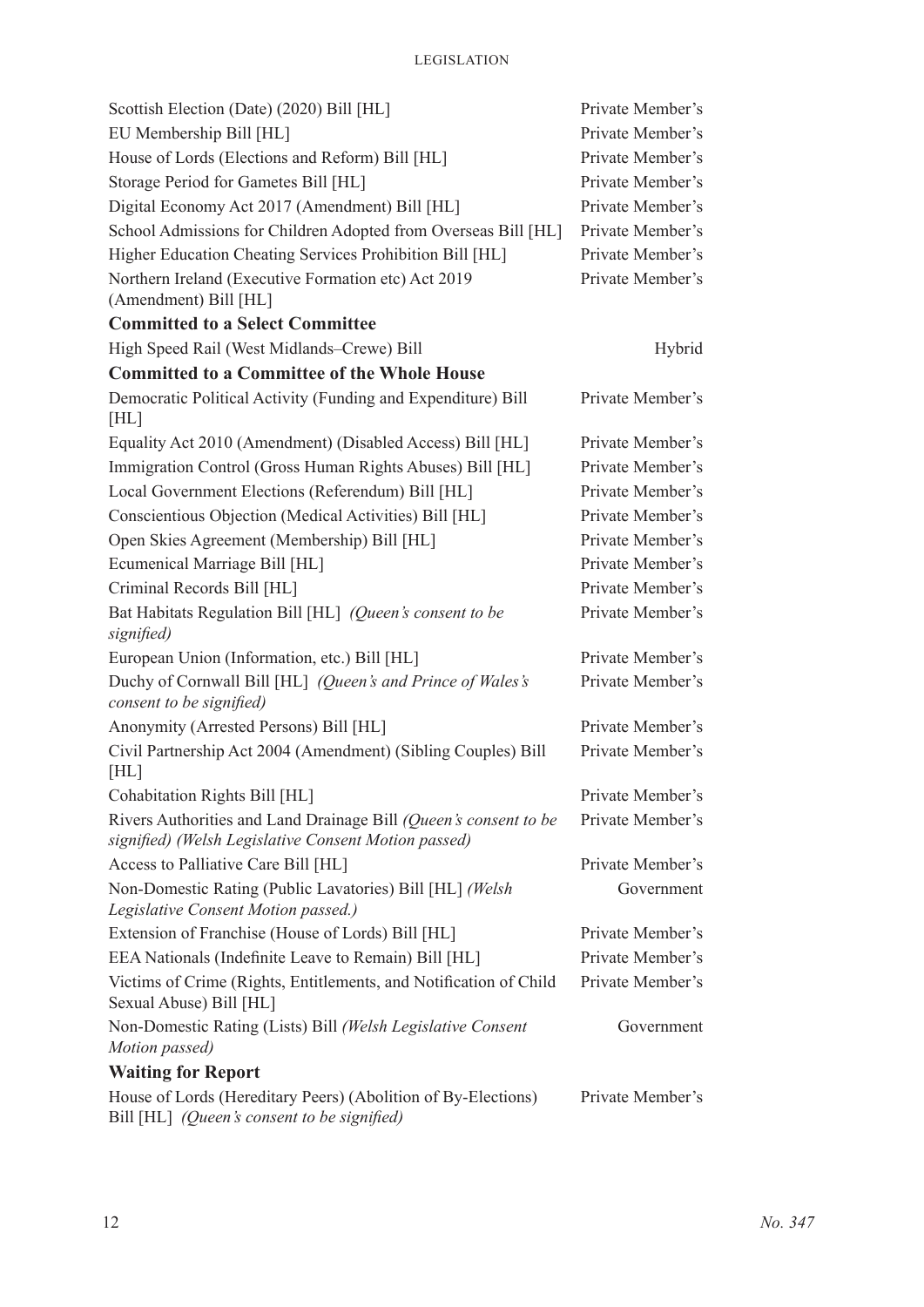| | |
|---|---|
| Scottish Election (Date) (2020) Bill [HL] | Private Member's |
| EU Membership Bill [HL] | Private Member's |
| House of Lords (Elections and Reform) Bill [HL] | Private Member's |
| Storage Period for Gametes Bill [HL] | Private Member's |
| Digital Economy Act 2017 (Amendment) Bill [HL] | Private Member's |
| School Admissions for Children Adopted from Overseas Bill [HL] | Private Member's |
| Higher Education Cheating Services Prohibition Bill [HL] | Private Member's |
| Northern Ireland (Executive Formation etc) Act 2019 (Amendment) Bill [HL] | Private Member's |

**Committed to a Select Committee**

| | |
|---|---|
| High Speed Rail (West Midlands–Crewe) Bill | Hybrid |

**Committed to a Committee of the Whole House**

| | |
|---|---|
| Democratic Political Activity (Funding and Expenditure) Bill [HL] | Private Member's |
| Equality Act 2010 (Amendment) (Disabled Access) Bill [HL] | Private Member's |
| Immigration Control (Gross Human Rights Abuses) Bill [HL] | Private Member's |
| Local Government Elections (Referendum) Bill [HL] | Private Member's |
| Conscientious Objection (Medical Activities) Bill [HL] | Private Member's |
| Open Skies Agreement (Membership) Bill [HL] | Private Member's |
| Ecumenical Marriage Bill [HL] | Private Member's |
| Criminal Records Bill [HL] | Private Member's |
| Bat Habitats Regulation Bill [HL] *(Queen's consent to be signified)* | Private Member's |
| European Union (Information, etc.) Bill [HL] | Private Member's |
| Duchy of Cornwall Bill [HL] *(Queen's and Prince of Wales's consent to be signified)* | Private Member's |
| Anonymity (Arrested Persons) Bill [HL] | Private Member's |
| Civil Partnership Act 2004 (Amendment) (Sibling Couples) Bill [HL] | Private Member's |
| Cohabitation Rights Bill [HL] | Private Member's |
| Rivers Authorities and Land Drainage Bill *(Queen's consent to be signified) (Welsh Legislative Consent Motion passed)* | Private Member's |
| Access to Palliative Care Bill [HL] | Private Member's |
| Non-Domestic Rating (Public Lavatories) Bill [HL] *(Welsh Legislative Consent Motion passed.)* | Government |
| Extension of Franchise (House of Lords) Bill [HL] | Private Member's |
| EEA Nationals (Indefinite Leave to Remain) Bill [HL] | Private Member's |
| Victims of Crime (Rights, Entitlements, and Notification of Child Sexual Abuse) Bill [HL] | Private Member's |
| Non-Domestic Rating (Lists) Bill *(Welsh Legislative Consent Motion passed)* | Government |

**Waiting for Report**

| | |
|---|---|
| House of Lords (Hereditary Peers) (Abolition of By-Elections) Bill [HL] *(Queen's consent to be signified)* | Private Member's |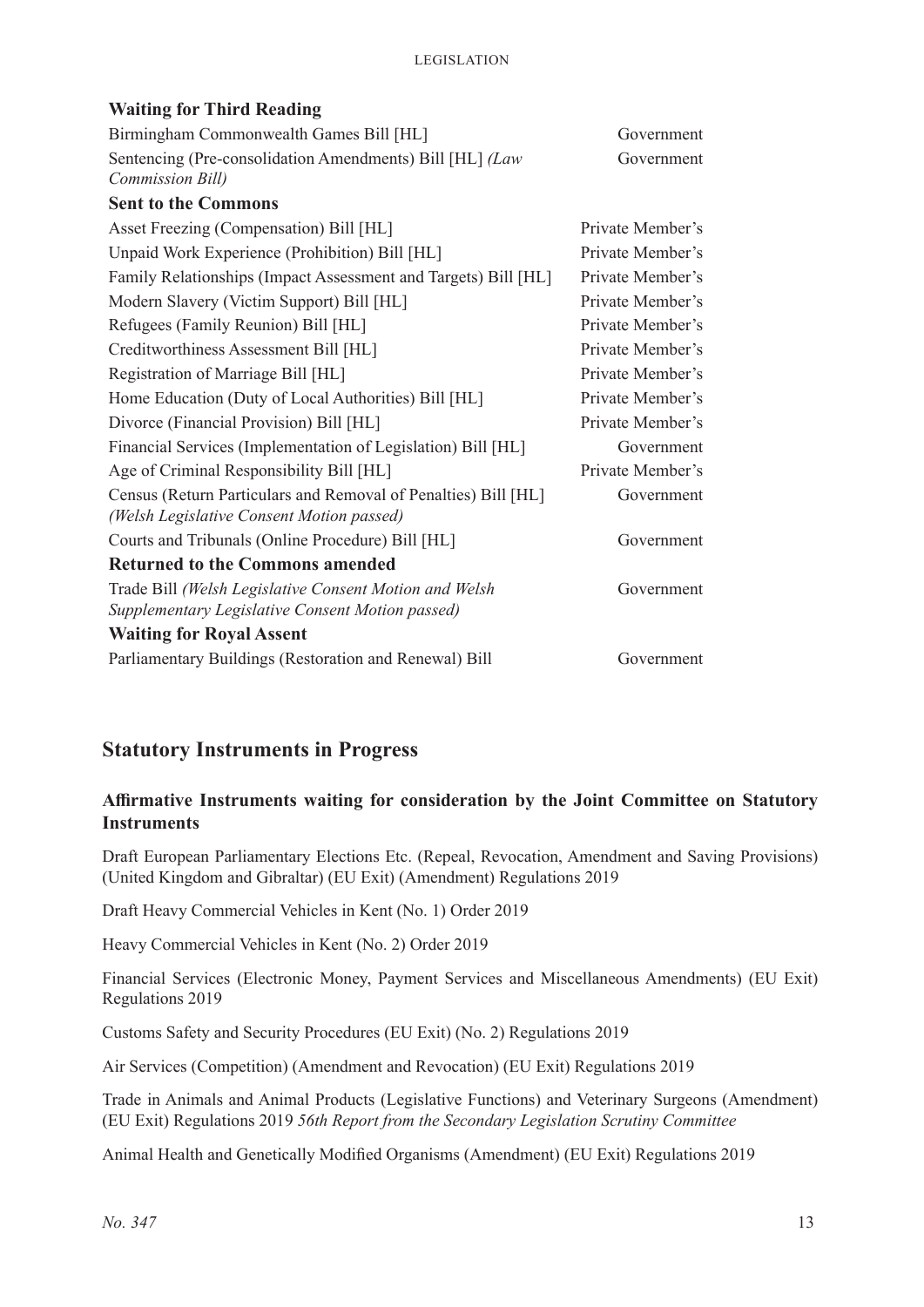**Waiting for Third Reading**

| | |
|---|---|
| Birmingham Commonwealth Games Bill [HL] | Government |
| Sentencing (Pre-consolidation Amendments) Bill [HL] *(Law Commission Bill)* | Government |

**Sent to the Commons**

| | |
|---|---|
| Asset Freezing (Compensation) Bill [HL] | Private Member's |
| Unpaid Work Experience (Prohibition) Bill [HL] | Private Member's |
| Family Relationships (Impact Assessment and Targets) Bill [HL] | Private Member's |
| Modern Slavery (Victim Support) Bill [HL] | Private Member's |
| Refugees (Family Reunion) Bill [HL] | Private Member's |
| Creditworthiness Assessment Bill [HL] | Private Member's |
| Registration of Marriage Bill [HL] | Private Member's |
| Home Education (Duty of Local Authorities) Bill [HL] | Private Member's |
| Divorce (Financial Provision) Bill [HL] | Private Member's |
| Financial Services (Implementation of Legislation) Bill [HL] | Government |
| Age of Criminal Responsibility Bill [HL] | Private Member's |
| Census (Return Particulars and Removal of Penalties) Bill [HL] *(Welsh Legislative Consent Motion passed)* | Government |
| Courts and Tribunals (Online Procedure) Bill [HL] | Government |

**Returned to the Commons amended**

| | |
|---|---|
| Trade Bill *(Welsh Legislative Consent Motion and Welsh Supplementary Legislative Consent Motion passed)* | Government |

**Waiting for Royal Assent**

| | |
|---|---|
| Parliamentary Buildings (Restoration and Renewal) Bill | Government |

## Statutory Instruments in Progress

### Affirmative Instruments waiting for consideration by the Joint Committee on Statutory Instruments

Draft European Parliamentary Elections Etc. (Repeal, Revocation, Amendment and Saving Provisions) (United Kingdom and Gibraltar) (EU Exit) (Amendment) Regulations 2019

Draft Heavy Commercial Vehicles in Kent (No. 1) Order 2019

Heavy Commercial Vehicles in Kent (No. 2) Order 2019

Financial Services (Electronic Money, Payment Services and Miscellaneous Amendments) (EU Exit) Regulations 2019

Customs Safety and Security Procedures (EU Exit) (No. 2) Regulations 2019

Air Services (Competition) (Amendment and Revocation) (EU Exit) Regulations 2019

Trade in Animals and Animal Products (Legislative Functions) and Veterinary Surgeons (Amendment) (EU Exit) Regulations 2019 *56th Report from the Secondary Legislation Scrutiny Committee*

Animal Health and Genetically Modified Organisms (Amendment) (EU Exit) Regulations 2019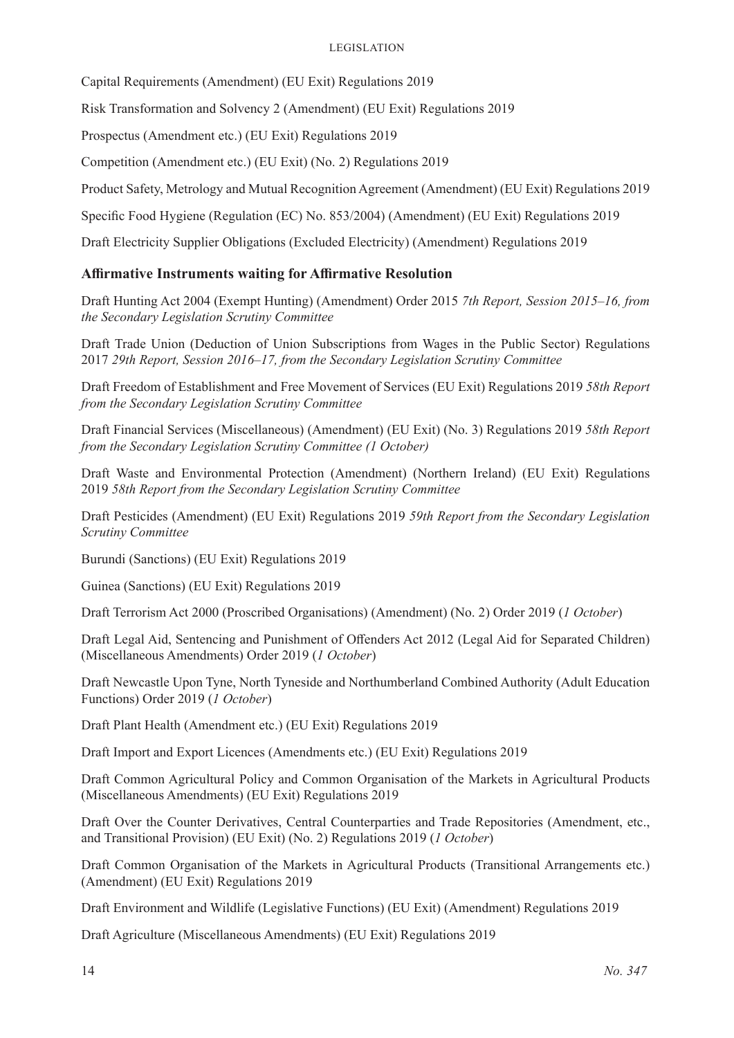Capital Requirements (Amendment) (EU Exit) Regulations 2019

Risk Transformation and Solvency 2 (Amendment) (EU Exit) Regulations 2019

Prospectus (Amendment etc.) (EU Exit) Regulations 2019

Competition (Amendment etc.) (EU Exit) (No. 2) Regulations 2019

Product Safety, Metrology and Mutual Recognition Agreement (Amendment) (EU Exit) Regulations 2019

Specific Food Hygiene (Regulation (EC) No. 853/2004) (Amendment) (EU Exit) Regulations 2019

Draft Electricity Supplier Obligations (Excluded Electricity) (Amendment) Regulations 2019

### Affirmative Instruments waiting for Affirmative Resolution

Draft Hunting Act 2004 (Exempt Hunting) (Amendment) Order 2015 *7th Report, Session 2015–16, from the Secondary Legislation Scrutiny Committee*

Draft Trade Union (Deduction of Union Subscriptions from Wages in the Public Sector) Regulations 2017 *29th Report, Session 2016–17, from the Secondary Legislation Scrutiny Committee*

Draft Freedom of Establishment and Free Movement of Services (EU Exit) Regulations 2019 *58th Report from the Secondary Legislation Scrutiny Committee*

Draft Financial Services (Miscellaneous) (Amendment) (EU Exit) (No. 3) Regulations 2019 *58th Report from the Secondary Legislation Scrutiny Committee (1 October)*

Draft Waste and Environmental Protection (Amendment) (Northern Ireland) (EU Exit) Regulations 2019 *58th Report from the Secondary Legislation Scrutiny Committee*

Draft Pesticides (Amendment) (EU Exit) Regulations 2019 *59th Report from the Secondary Legislation Scrutiny Committee*

Burundi (Sanctions) (EU Exit) Regulations 2019

Guinea (Sanctions) (EU Exit) Regulations 2019

Draft Terrorism Act 2000 (Proscribed Organisations) (Amendment) (No. 2) Order 2019 (*1 October*)

Draft Legal Aid, Sentencing and Punishment of Offenders Act 2012 (Legal Aid for Separated Children) (Miscellaneous Amendments) Order 2019 (*1 October*)

Draft Newcastle Upon Tyne, North Tyneside and Northumberland Combined Authority (Adult Education Functions) Order 2019 (*1 October*)

Draft Plant Health (Amendment etc.) (EU Exit) Regulations 2019

Draft Import and Export Licences (Amendments etc.) (EU Exit) Regulations 2019

Draft Common Agricultural Policy and Common Organisation of the Markets in Agricultural Products (Miscellaneous Amendments) (EU Exit) Regulations 2019

Draft Over the Counter Derivatives, Central Counterparties and Trade Repositories (Amendment, etc., and Transitional Provision) (EU Exit) (No. 2) Regulations 2019 (*1 October*)

Draft Common Organisation of the Markets in Agricultural Products (Transitional Arrangements etc.) (Amendment) (EU Exit) Regulations 2019

Draft Environment and Wildlife (Legislative Functions) (EU Exit) (Amendment) Regulations 2019

Draft Agriculture (Miscellaneous Amendments) (EU Exit) Regulations 2019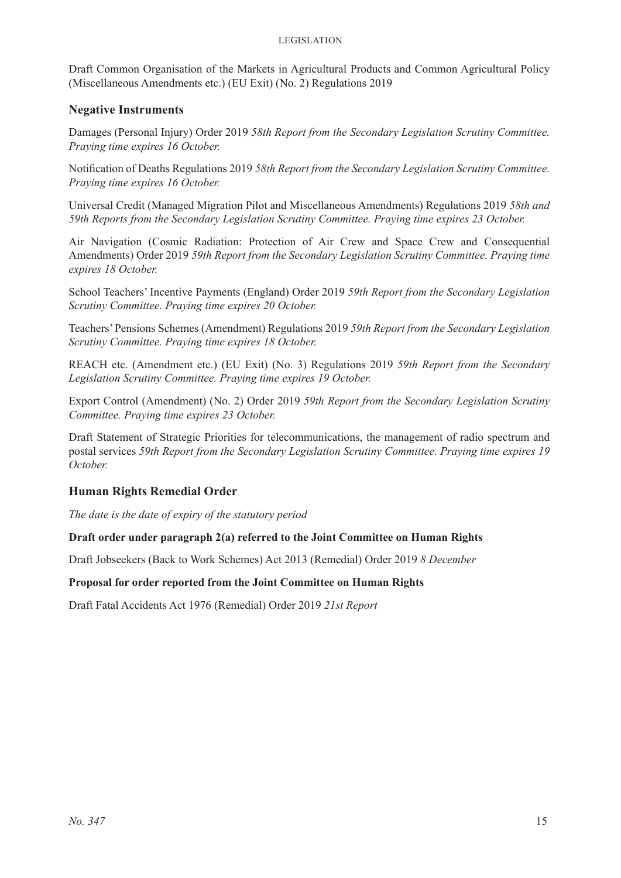Draft Common Organisation of the Markets in Agricultural Products and Common Agricultural Policy (Miscellaneous Amendments etc.) (EU Exit) (No. 2) Regulations 2019

## Negative Instruments

Damages (Personal Injury) Order 2019 *58th Report from the Secondary Legislation Scrutiny Committee. Praying time expires 16 October.*

Notification of Deaths Regulations 2019 *58th Report from the Secondary Legislation Scrutiny Committee. Praying time expires 16 October.*

Universal Credit (Managed Migration Pilot and Miscellaneous Amendments) Regulations 2019 *58th and 59th Reports from the Secondary Legislation Scrutiny Committee. Praying time expires 23 October.*

Air Navigation (Cosmic Radiation: Protection of Air Crew and Space Crew and Consequential Amendments) Order 2019 *59th Report from the Secondary Legislation Scrutiny Committee. Praying time expires 18 October.*

School Teachers' Incentive Payments (England) Order 2019 *59th Report from the Secondary Legislation Scrutiny Committee. Praying time expires 20 October.*

Teachers' Pensions Schemes (Amendment) Regulations 2019 *59th Report from the Secondary Legislation Scrutiny Committee. Praying time expires 18 October.*

REACH etc. (Amendment etc.) (EU Exit) (No. 3) Regulations 2019 *59th Report from the Secondary Legislation Scrutiny Committee. Praying time expires 19 October.*

Export Control (Amendment) (No. 2) Order 2019 *59th Report from the Secondary Legislation Scrutiny Committee. Praying time expires 23 October.*

Draft Statement of Strategic Priorities for telecommunications, the management of radio spectrum and postal services *59th Report from the Secondary Legislation Scrutiny Committee. Praying time expires 19 October.*

## Human Rights Remedial Order

*The date is the date of expiry of the statutory period*

**Draft order under paragraph 2(a) referred to the Joint Committee on Human Rights**

Draft Jobseekers (Back to Work Schemes) Act 2013 (Remedial) Order 2019 *8 December*

**Proposal for order reported from the Joint Committee on Human Rights**

Draft Fatal Accidents Act 1976 (Remedial) Order 2019 *21st Report*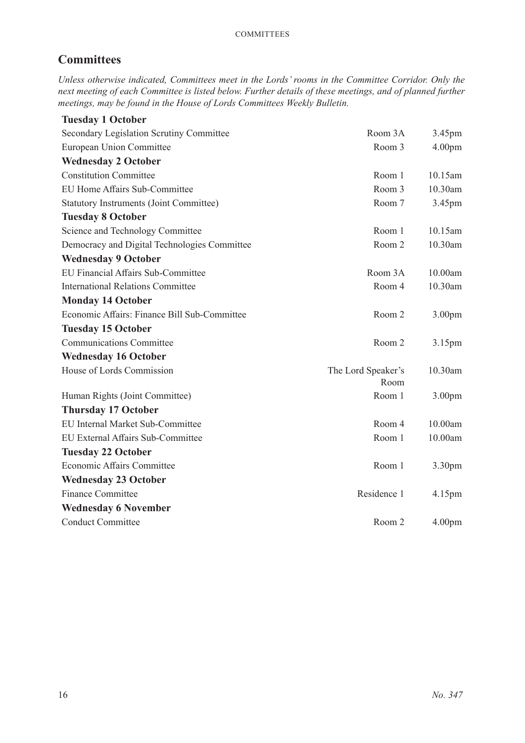## Committees

*Unless otherwise indicated, Committees meet in the Lords' rooms in the Committee Corridor. Only the next meeting of each Committee is listed below. Further details of these meetings, and of planned further meetings, may be found in the House of Lords Committees Weekly Bulletin.*

| | | |
|---|---|---|
| **Tuesday 1 October** | | |
| Secondary Legislation Scrutiny Committee | Room 3A | 3.45pm |
| European Union Committee | Room 3 | 4.00pm |
| **Wednesday 2 October** | | |
| Constitution Committee | Room 1 | 10.15am |
| EU Home Affairs Sub-Committee | Room 3 | 10.30am |
| Statutory Instruments (Joint Committee) | Room 7 | 3.45pm |
| **Tuesday 8 October** | | |
| Science and Technology Committee | Room 1 | 10.15am |
| Democracy and Digital Technologies Committee | Room 2 | 10.30am |
| **Wednesday 9 October** | | |
| EU Financial Affairs Sub-Committee | Room 3A | 10.00am |
| International Relations Committee | Room 4 | 10.30am |
| **Monday 14 October** | | |
| Economic Affairs: Finance Bill Sub-Committee | Room 2 | 3.00pm |
| **Tuesday 15 October** | | |
| Communications Committee | Room 2 | 3.15pm |
| **Wednesday 16 October** | | |
| House of Lords Commission | The Lord Speaker's Room | 10.30am |
| Human Rights (Joint Committee) | Room 1 | 3.00pm |
| **Thursday 17 October** | | |
| EU Internal Market Sub-Committee | Room 4 | 10.00am |
| EU External Affairs Sub-Committee | Room 1 | 10.00am |
| **Tuesday 22 October** | | |
| Economic Affairs Committee | Room 1 | 3.30pm |
| **Wednesday 23 October** | | |
| Finance Committee | Residence 1 | 4.15pm |
| **Wednesday 6 November** | | |
| Conduct Committee | Room 2 | 4.00pm |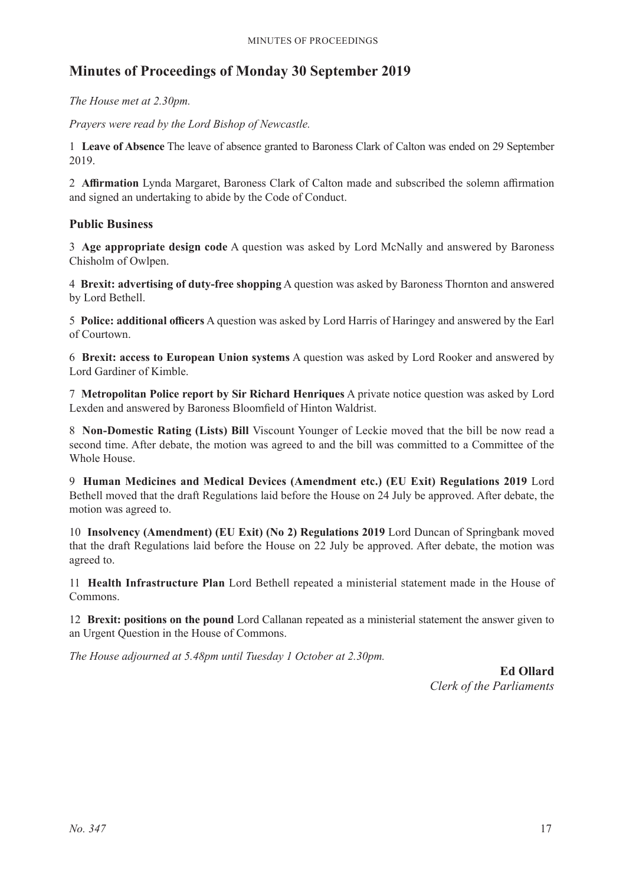## Minutes of Proceedings of Monday 30 September 2019

*The House met at 2.30pm.*

*Prayers were read by the Lord Bishop of Newcastle.*

1 **Leave of Absence** The leave of absence granted to Baroness Clark of Calton was ended on 29 September 2019.

2 **Affirmation** Lynda Margaret, Baroness Clark of Calton made and subscribed the solemn affirmation and signed an undertaking to abide by the Code of Conduct.

### Public Business

3 **Age appropriate design code** A question was asked by Lord McNally and answered by Baroness Chisholm of Owlpen.

4 **Brexit: advertising of duty-free shopping** A question was asked by Baroness Thornton and answered by Lord Bethell.

5 **Police: additional officers** A question was asked by Lord Harris of Haringey and answered by the Earl of Courtown.

6 **Brexit: access to European Union systems** A question was asked by Lord Rooker and answered by Lord Gardiner of Kimble.

7 **Metropolitan Police report by Sir Richard Henriques** A private notice question was asked by Lord Lexden and answered by Baroness Bloomfield of Hinton Waldrist.

8 **Non-Domestic Rating (Lists) Bill** Viscount Younger of Leckie moved that the bill be now read a second time. After debate, the motion was agreed to and the bill was committed to a Committee of the Whole House.

9 **Human Medicines and Medical Devices (Amendment etc.) (EU Exit) Regulations 2019** Lord Bethell moved that the draft Regulations laid before the House on 24 July be approved. After debate, the motion was agreed to.

10 **Insolvency (Amendment) (EU Exit) (No 2) Regulations 2019** Lord Duncan of Springbank moved that the draft Regulations laid before the House on 22 July be approved. After debate, the motion was agreed to.

11 **Health Infrastructure Plan** Lord Bethell repeated a ministerial statement made in the House of Commons.

12 **Brexit: positions on the pound** Lord Callanan repeated as a ministerial statement the answer given to an Urgent Question in the House of Commons.

*The House adjourned at 5.48pm until Tuesday 1 October at 2.30pm.*

**Ed Ollard**
*Clerk of the Parliaments*

*No. 347*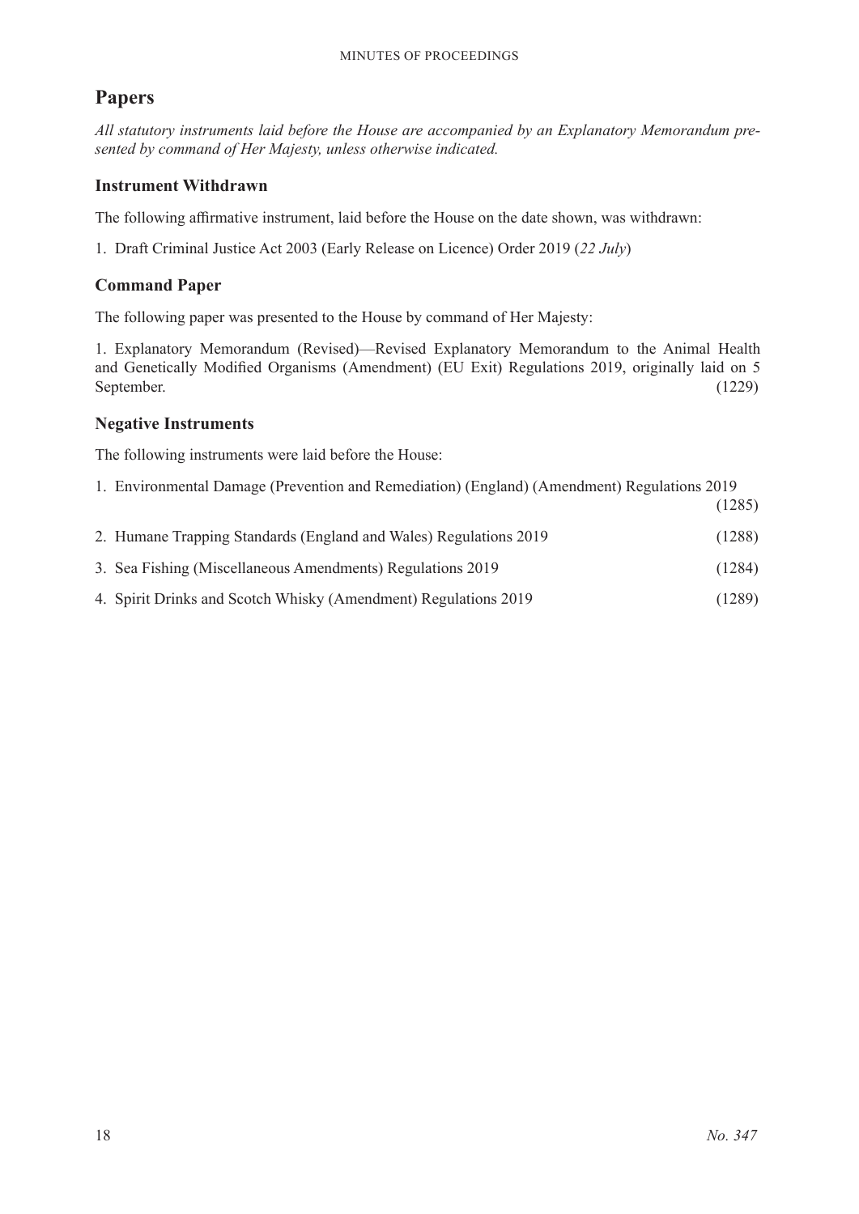## Papers

*All statutory instruments laid before the House are accompanied by an Explanatory Memorandum presented by command of Her Majesty, unless otherwise indicated.*

### Instrument Withdrawn

The following affirmative instrument, laid before the House on the date shown, was withdrawn:

1. Draft Criminal Justice Act 2003 (Early Release on Licence) Order 2019 (*22 July*)

### Command Paper

The following paper was presented to the House by command of Her Majesty:

1. Explanatory Memorandum (Revised)—Revised Explanatory Memorandum to the Animal Health and Genetically Modified Organisms (Amendment) (EU Exit) Regulations 2019, originally laid on 5 September. (1229)

### Negative Instruments

The following instruments were laid before the House:

1. Environmental Damage (Prevention and Remediation) (England) (Amendment) Regulations 2019 (1285)
2. Humane Trapping Standards (England and Wales) Regulations 2019 (1288)
3. Sea Fishing (Miscellaneous Amendments) Regulations 2019 (1284)
4. Spirit Drinks and Scotch Whisky (Amendment) Regulations 2019 (1289)